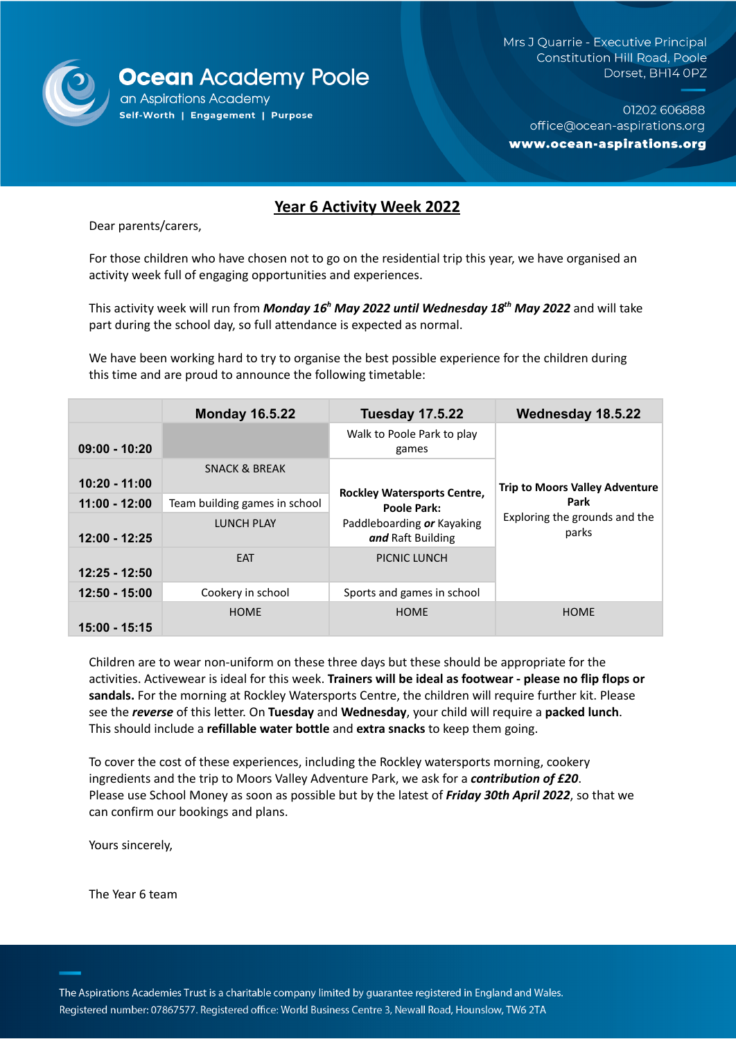Ocean Academy Poole
an Aspirations Academy
Self-Worth | Engagement | Purpose

Mrs J Quarrie - Executive Principal
Constitution Hill Road, Poole
Dorset, BH14 0PZ

01202 606888
office@ocean-aspirations.org
**www.ocean-aspirations.org**

## Year 6 Activity Week 2022

Dear parents/carers,

For those children who have chosen not to go on the residential trip this year, we have organised an activity week full of engaging opportunities and experiences.

This activity week will run from ***Monday 16th May 2022 until Wednesday 18th May 2022*** and will take part during the school day, so full attendance is expected as normal.

We have been working hard to try to organise the best possible experience for the children during this time and are proud to announce the following timetable:

| | **Monday 16.5.22** | **Tuesday 17.5.22** | **Wednesday 18.5.22** |
|---|---|---|---|
| **09:00 - 10:20** | | Walk to Poole Park to play games | **Trip to Moors Valley Adventure Park** Exploring the grounds and the parks |
| **10:20 - 11:00** | SNACK & BREAK | **Rockley Watersports Centre, Poole Park:** Paddleboarding ***or*** Kayaking ***and*** Raft Building | |
| **11:00 - 12:00** | Team building games in school | | |
| **12:00 - 12:25** | LUNCH PLAY | | |
| **12:25 - 12:50** | EAT | PICNIC LUNCH | |
| **12:50 - 15:00** | Cookery in school | Sports and games in school | |
| **15:00 - 15:15** | HOME | HOME | HOME |

Children are to wear non-uniform on these three days but these should be appropriate for the activities. Activewear is ideal for this week. **Trainers will be ideal as footwear - please no flip flops or sandals.** For the morning at Rockley Watersports Centre, the children will require further kit. Please see the ***reverse*** of this letter. On **Tuesday** and **Wednesday**, your child will require a **packed lunch**. This should include a **refillable water bottle** and **extra snacks** to keep them going.

To cover the cost of these experiences, including the Rockley watersports morning, cookery ingredients and the trip to Moors Valley Adventure Park, we ask for a ***contribution of £20***.
Please use School Money as soon as possible but by the latest of ***Friday 30th April 2022***, so that we can confirm our bookings and plans.

Yours sincerely,

The Year 6 team

The Aspirations Academies Trust is a charitable company limited by guarantee registered in England and Wales.
Registered number: 07867577. Registered office: World Business Centre 3, Newall Road, Hounslow, TW6 2TA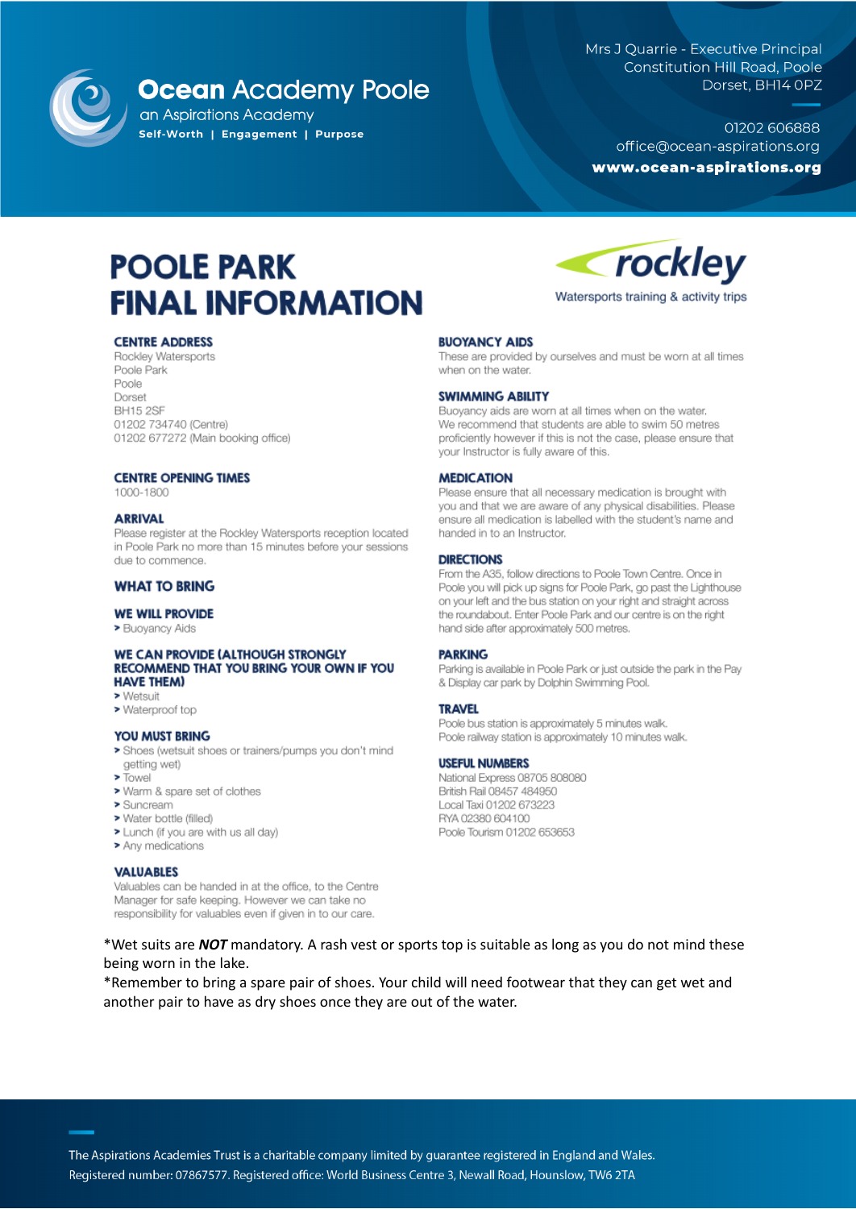Ocean Academy Poole
an Aspirations Academy
Self-Worth | Engagement | Purpose

Mrs J Quarrie - Executive Principal
Constitution Hill Road, Poole
Dorset, BH14 0PZ

01202 606888
office@ocean-aspirations.org
**www.ocean-aspirations.org**

# POOLE PARK FINAL INFORMATION

rockley
Watersports training & activity trips

## CENTRE ADDRESS

Rockley Watersports
Poole Park
Poole
Dorset
BH15 2SF
01202 734740 (Centre)
01202 677272 (Main booking office)

## CENTRE OPENING TIMES

1000-1800

## ARRIVAL

Please register at the Rockley Watersports reception located in Poole Park no more than 15 minutes before your sessions due to commence.

## WHAT TO BRING

### WE WILL PROVIDE

- Buoyancy Aids

### WE CAN PROVIDE (ALTHOUGH STRONGLY RECOMMEND THAT YOU BRING YOUR OWN IF YOU HAVE THEM)

- Wetsuit
- Waterproof top

### YOU MUST BRING

- Shoes (wetsuit shoes or trainers/pumps you don't mind getting wet)
- Towel
- Warm & spare set of clothes
- Suncream
- Water bottle (filled)
- Lunch (if you are with us all day)
- Any medications

## VALUABLES

Valuables can be handed in at the office, to the Centre Manager for safe keeping. However we can take no responsibility for valuables even if given in to our care.

## BUOYANCY AIDS

These are provided by ourselves and must be worn at all times when on the water.

## SWIMMING ABILITY

Buoyancy aids are worn at all times when on the water. We recommend that students are able to swim 50 metres proficiently however if this is not the case, please ensure that your Instructor is fully aware of this.

## MEDICATION

Please ensure that all necessary medication is brought with you and that we are aware of any physical disabilities. Please ensure all medication is labelled with the student's name and handed in to an Instructor.

## DIRECTIONS

From the A35, follow directions to Poole Town Centre. Once in Poole you will pick up signs for Poole Park, go past the Lighthouse on your left and the bus station on your right and straight across the roundabout. Enter Poole Park and our centre is on the right hand side after approximately 500 metres.

## PARKING

Parking is available in Poole Park or just outside the park in the Pay & Display car park by Dolphin Swimming Pool.

## TRAVEL

Poole bus station is approximately 5 minutes walk.
Poole railway station is approximately 10 minutes walk.

## USEFUL NUMBERS

National Express 08705 808080
British Rail 08457 484950
Local Taxi 01202 673223
RYA 02380 604100
Poole Tourism 01202 653653

*Wet suits are ***NOT*** mandatory. A rash vest or sports top is suitable as long as you do not mind these being worn in the lake.
*Remember to bring a spare pair of shoes. Your child will need footwear that they can get wet and another pair to have as dry shoes once they are out of the water.

The Aspirations Academies Trust is a charitable company limited by guarantee registered in England and Wales.
Registered number: 07867577. Registered office: World Business Centre 3, Newall Road, Hounslow, TW6 2TA